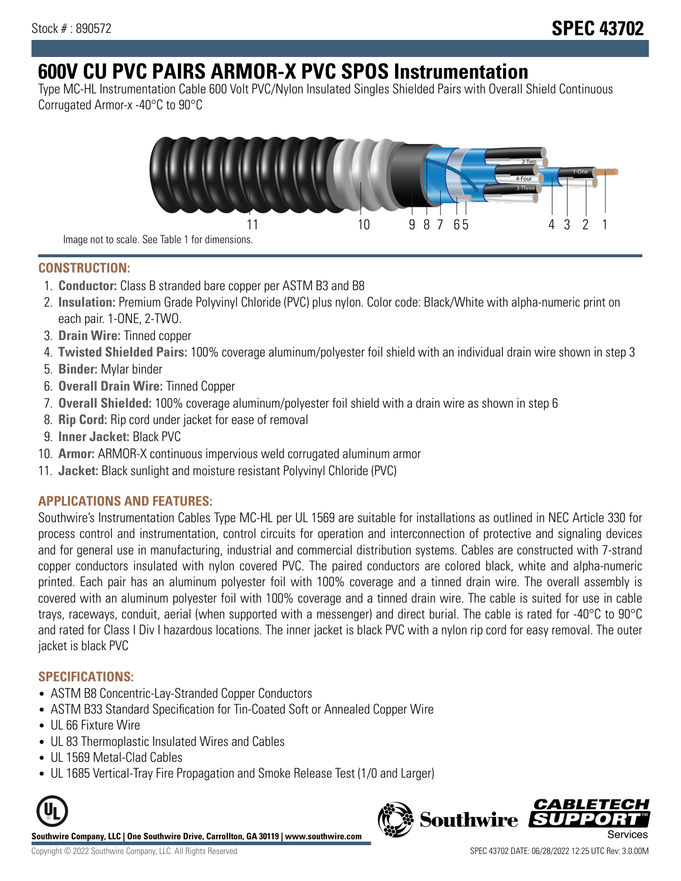Stock # : 890572

# SPEC 43702

# 600V CU PVC PAIRS ARMOR-X PVC SPOS Instrumentation

Type MC-HL Instrumentation Cable 600 Volt PVC/Nylon Insulated Singles Shielded Pairs with Overall Shield Continuous Corrugated Armor-x -40°C to 90°C

Image not to scale. See Table 1 for dimensions.

## CONSTRUCTION:

1. **Conductor:** Class B stranded bare copper per ASTM B3 and B8
2. **Insulation:** Premium Grade Polyvinyl Chloride (PVC) plus nylon. Color code: Black/White with alpha-numeric print on each pair. 1-ONE, 2-TWO.
3. **Drain Wire:** Tinned copper
4. **Twisted Shielded Pairs:** 100% coverage aluminum/polyester foil shield with an individual drain wire shown in step 3
5. **Binder:** Mylar binder
6. **Overall Drain Wire:** Tinned Copper
7. **Overall Shielded:** 100% coverage aluminum/polyester foil shield with a drain wire as shown in step 6
8. **Rip Cord:** Rip cord under jacket for ease of removal
9. **Inner Jacket:** Black PVC
10. **Armor:** ARMOR-X continuous impervious weld corrugated aluminum armor
11. **Jacket:** Black sunlight and moisture resistant Polyvinyl Chloride (PVC)

## APPLICATIONS AND FEATURES:

Southwire's Instrumentation Cables Type MC-HL per UL 1569 are suitable for installations as outlined in NEC Article 330 for process control and instrumentation, control circuits for operation and interconnection of protective and signaling devices and for general use in manufacturing, industrial and commercial distribution systems. Cables are constructed with 7-strand copper conductors insulated with nylon covered PVC. The paired conductors are colored black, white and alpha-numeric printed. Each pair has an aluminum polyester foil with 100% coverage and a tinned drain wire. The overall assembly is covered with an aluminum polyester foil with 100% coverage and a tinned drain wire. The cable is suited for use in cable trays, raceways, conduit, aerial (when supported with a messenger) and direct burial. The cable is rated for -40°C to 90°C and rated for Class I Div I hazardous locations. The inner jacket is black PVC with a nylon rip cord for easy removal. The outer jacket is black PVC

## SPECIFICATIONS:

- ASTM B8 Concentric-Lay-Stranded Copper Conductors
- ASTM B33 Standard Specification for Tin-Coated Soft or Annealed Copper Wire
- UL 66 Fixture Wire
- UL 83 Thermoplastic Insulated Wires and Cables
- UL 1569 Metal-Clad Cables
- UL 1685 Vertical-Tray Fire Propagation and Smoke Release Test (1/0 and Larger)

**Southwire Company, LLC | One Southwire Drive, Carrollton, GA 30119 | www.southwire.com**

Copyright © 2022 Southwire Company, LLC. All Rights Reserved

SPEC 43702 DATE: 06/28/2022 12:25 UTC Rev: 3.0.00M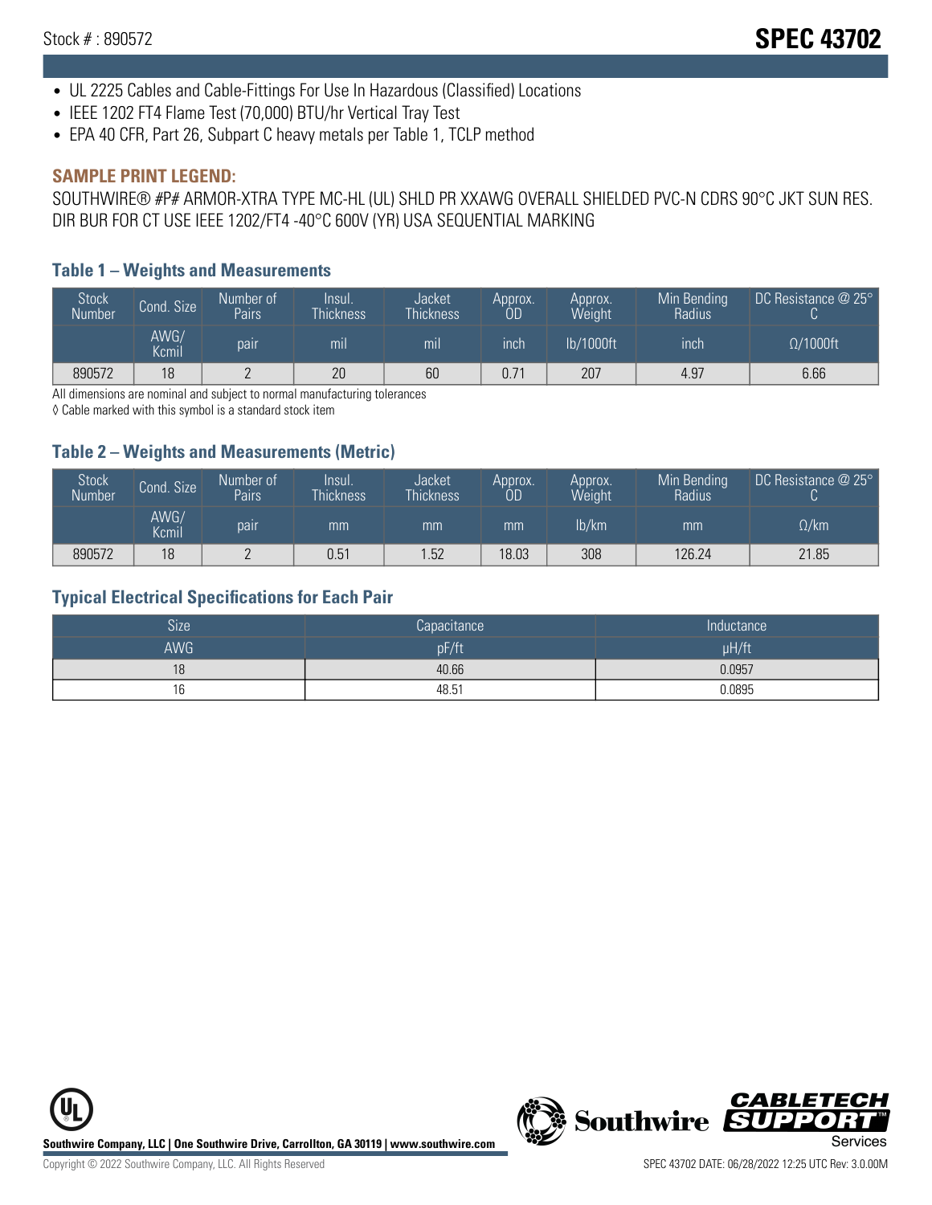- UL 2225 Cables and Cable-Fittings For Use In Hazardous (Classified) Locations
- IEEE 1202 FT4 Flame Test (70,000) BTU/hr Vertical Tray Test
- EPA 40 CFR, Part 26, Subpart C heavy metals per Table 1, TCLP method

### SAMPLE PRINT LEGEND:

SOUTHWIRE® #P# ARMOR-XTRA TYPE MC-HL (UL) SHLD PR XXAWG OVERALL SHIELDED PVC-N CDRS 90°C JKT SUN RES. DIR BUR FOR CT USE IEEE 1202/FT4 -40°C 600V (YR) USA SEQUENTIAL MARKING

### Table 1 – Weights and Measurements

| Stock Number | Cond. Size | Number of Pairs | Insul. Thickness | Jacket Thickness | Approx. OD | Approx. Weight | Min Bending Radius | DC Resistance @ 25° C |
|---|---|---|---|---|---|---|---|---|
| | AWG/ Kcmil | pair | mil | mil | inch | lb/1000ft | inch | Ω/1000ft |
| 890572 | 18 | 2 | 20 | 60 | 0.71 | 207 | 4.97 | 6.66 |

All dimensions are nominal and subject to normal manufacturing tolerances

◊ Cable marked with this symbol is a standard stock item

### Table 2 – Weights and Measurements (Metric)

| Stock Number | Cond. Size | Number of Pairs | Insul. Thickness | Jacket Thickness | Approx. OD | Approx. Weight | Min Bending Radius | DC Resistance @ 25° C |
|---|---|---|---|---|---|---|---|---|
| | AWG/ Kcmil | pair | mm | mm | mm | lb/km | mm | Ω/km |
| 890572 | 18 | 2 | 0.51 | 1.52 | 18.03 | 308 | 126.24 | 21.85 |

### Typical Electrical Specifications for Each Pair

| Size | Capacitance | Inductance |
|---|---|---|
| AWG | pF/ft | µH/ft |
| 18 | 40.66 | 0.0957 |
| 16 | 48.51 | 0.0895 |

Southwire Company, LLC | One Southwire Drive, Carrollton, GA 30119 | www.southwire.com

Copyright © 2022 Southwire Company, LLC. All Rights Reserved

SPEC 43702 DATE: 06/28/2022 12:25 UTC Rev: 3.0.00M